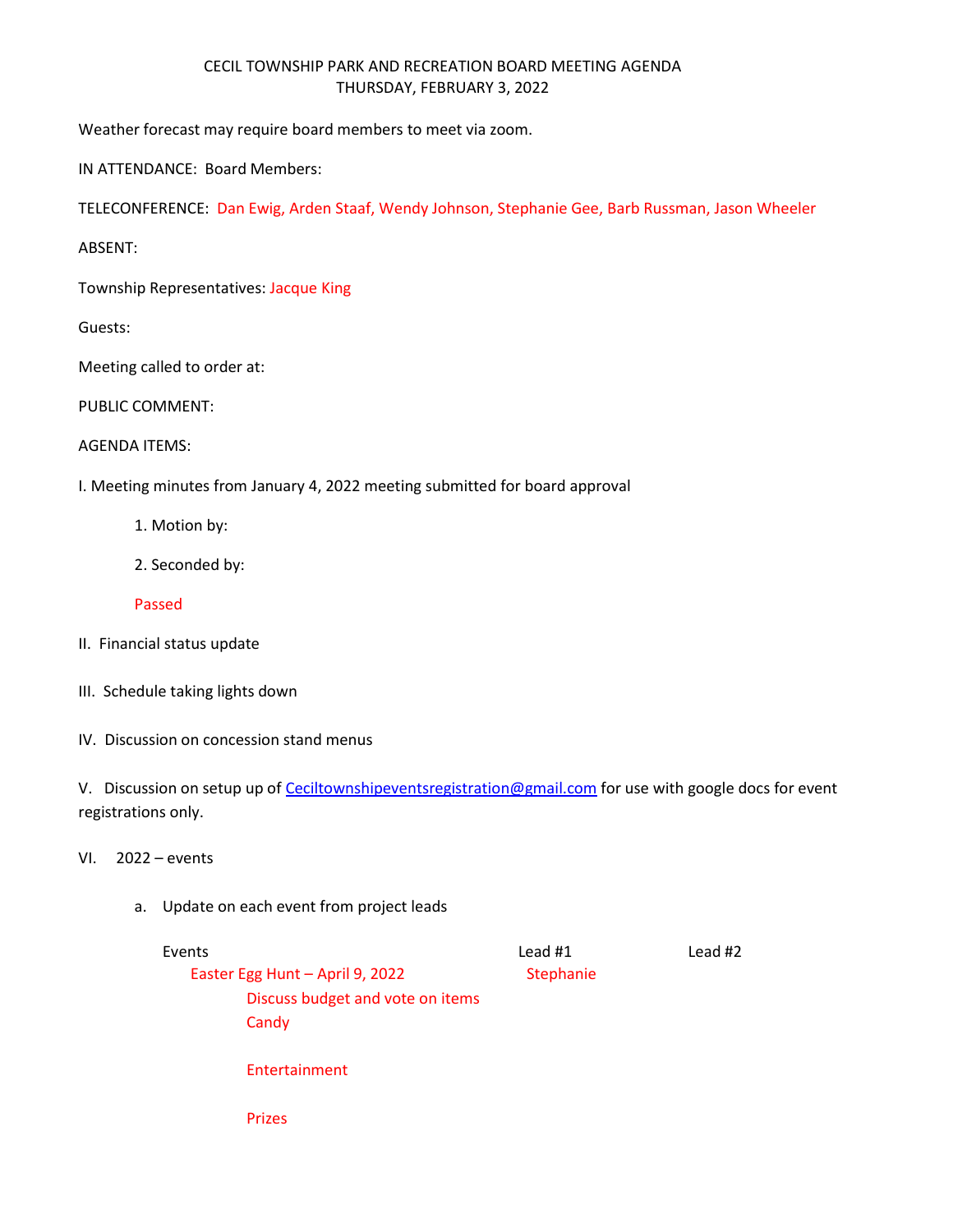# CECIL TOWNSHIP PARK AND RECREATION BOARD MEETING AGENDA
## THURSDAY, FEBRUARY 3, 2022

Weather forecast may require board members to meet via zoom.

IN ATTENDANCE: Board Members:

TELECONFERENCE: Dan Ewig, Arden Staaf, Wendy Johnson, Stephanie Gee, Barb Russman, Jason Wheeler

ABSENT:

Township Representatives: Jacque King

Guests:

Meeting called to order at:

PUBLIC COMMENT:

AGENDA ITEMS:

I. Meeting minutes from January 4, 2022 meeting submitted for board approval

1. Motion by:
2. Seconded by:

Passed

II. Financial status update

III. Schedule taking lights down

IV. Discussion on concession stand menus

V. Discussion on setup up of Ceciltownshipeventsregistration@gmail.com for use with google docs for event registrations only.

VI. 2022 – events

a. Update on each event from project leads

| Events | Lead #1 | Lead #2 |
|---|---|---|
| Easter Egg Hunt – April 9, 2022 | Stephanie | |
| Discuss budget and vote on items | | |
| Candy | | |
| Entertainment | | |
| Prizes | | |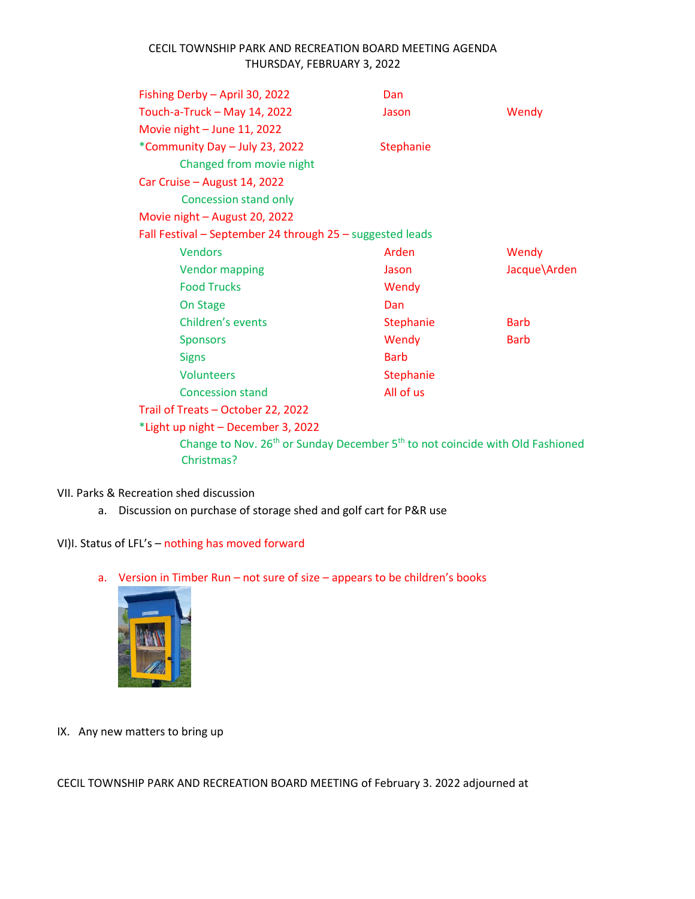CECIL TOWNSHIP PARK AND RECREATION BOARD MEETING AGENDA
THURSDAY, FEBRUARY 3, 2022

| | | |
|---|---|---|
| Fishing Derby – April 30, 2022 | Dan | |
| Touch-a-Truck – May 14, 2022 | Jason | Wendy |
| Movie night – June 11, 2022 | | |
| *Community Day – July 23, 2022 | Stephanie | |
| Changed from movie night | | |
| Car Cruise – August 14, 2022 | | |
| Concession stand only | | |
| Movie night – August 20, 2022 | | |
| Fall Festival – September 24 through 25 – suggested leads | | |
| Vendors | Arden | Wendy |
| Vendor mapping | Jason | Jacque\Arden |
| Food Trucks | Wendy | |
| On Stage | Dan | |
| Children's events | Stephanie | Barb |
| Sponsors | Wendy | Barb |
| Signs | Barb | |
| Volunteers | Stephanie | |
| Concession stand | All of us | |
| Trail of Treats – October 22, 2022 | | |
| *Light up night – December 3, 2022 | | |

Change to Nov. 26th or Sunday December 5th to not coincide with Old Fashioned Christmas?

VII. Parks & Recreation shed discussion

a. Discussion on purchase of storage shed and golf cart for P&R use

VI)I. Status of LFL's – nothing has moved forward

a. Version in Timber Run – not sure of size – appears to be children's books

IX. Any new matters to bring up

CECIL TOWNSHIP PARK AND RECREATION BOARD MEETING of February 3. 2022 adjourned at